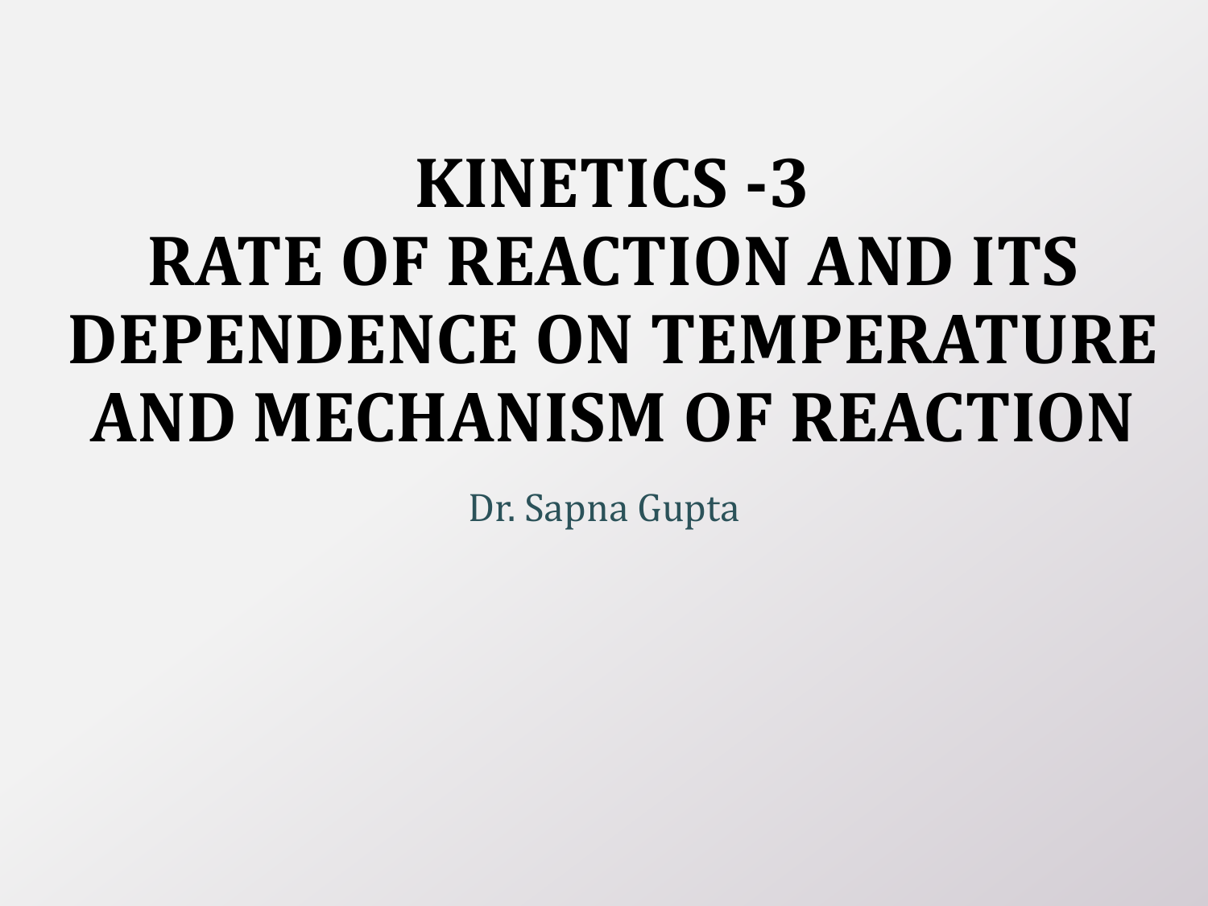# KINETICS -3
# RATE OF REACTION AND ITS DEPENDENCE ON TEMPERATURE AND MECHANISM OF REACTION

Dr. Sapna Gupta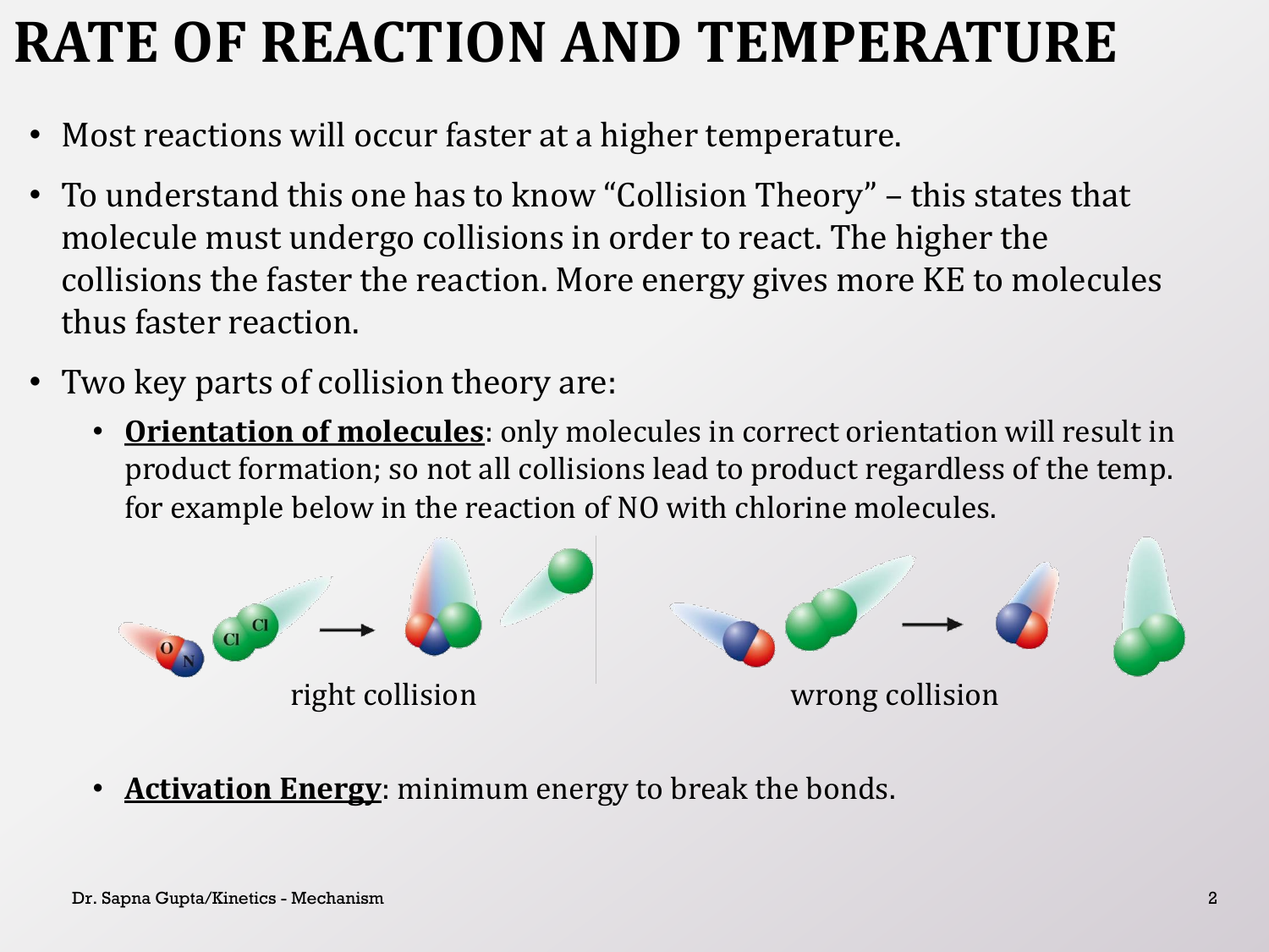# RATE OF REACTION AND TEMPERATURE

- Most reactions will occur faster at a higher temperature.
- To understand this one has to know "Collision Theory" – this states that molecule must undergo collisions in order to react. The higher the collisions the faster the reaction. More energy gives more KE to molecules thus faster reaction.
- Two key parts of collision theory are:
  - **Orientation of molecules**: only molecules in correct orientation will result in product formation; so not all collisions lead to product regardless of the temp. for example below in the reaction of NO with chlorine molecules.

right collision

wrong collision

  - **Activation Energy**: minimum energy to break the bonds.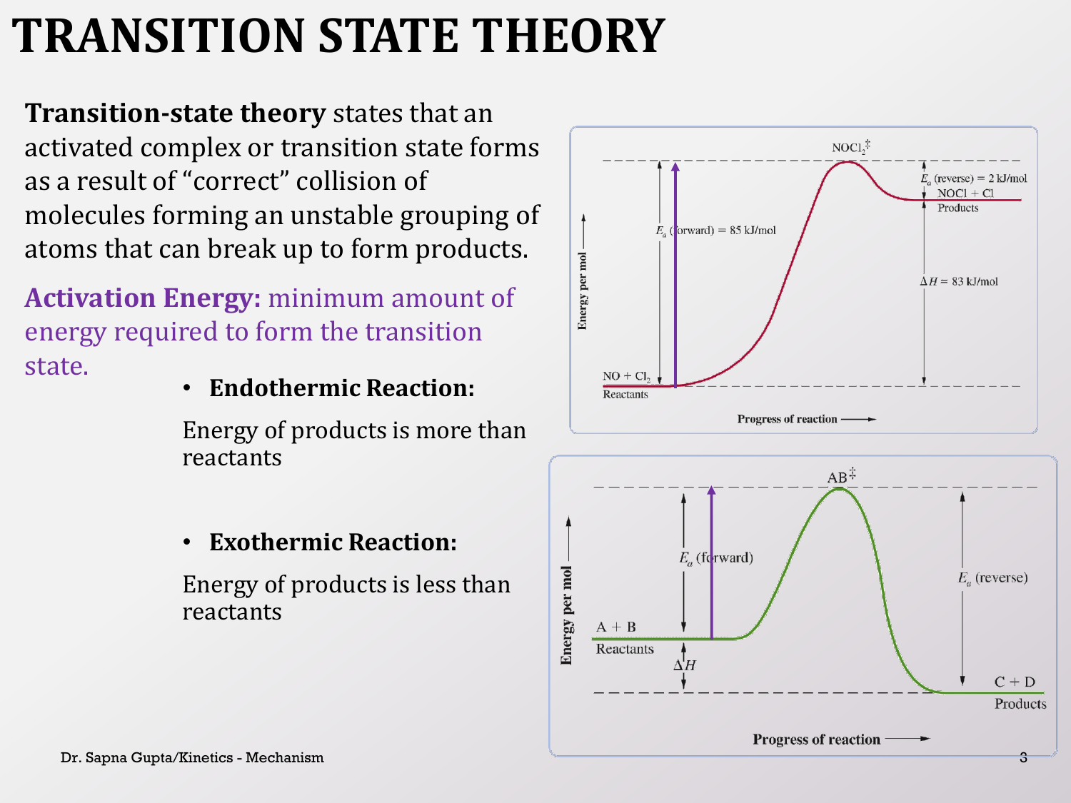# TRANSITION STATE THEORY

**Transition-state theory** states that an activated complex or transition state forms as a result of "correct" collision of molecules forming an unstable grouping of atoms that can break up to form products.

**Activation Energy:** minimum amount of energy required to form the transition state.

- **Endothermic Reaction:**

  Energy of products is more than reactants

- **Exothermic Reaction:**

  Energy of products is less than reactants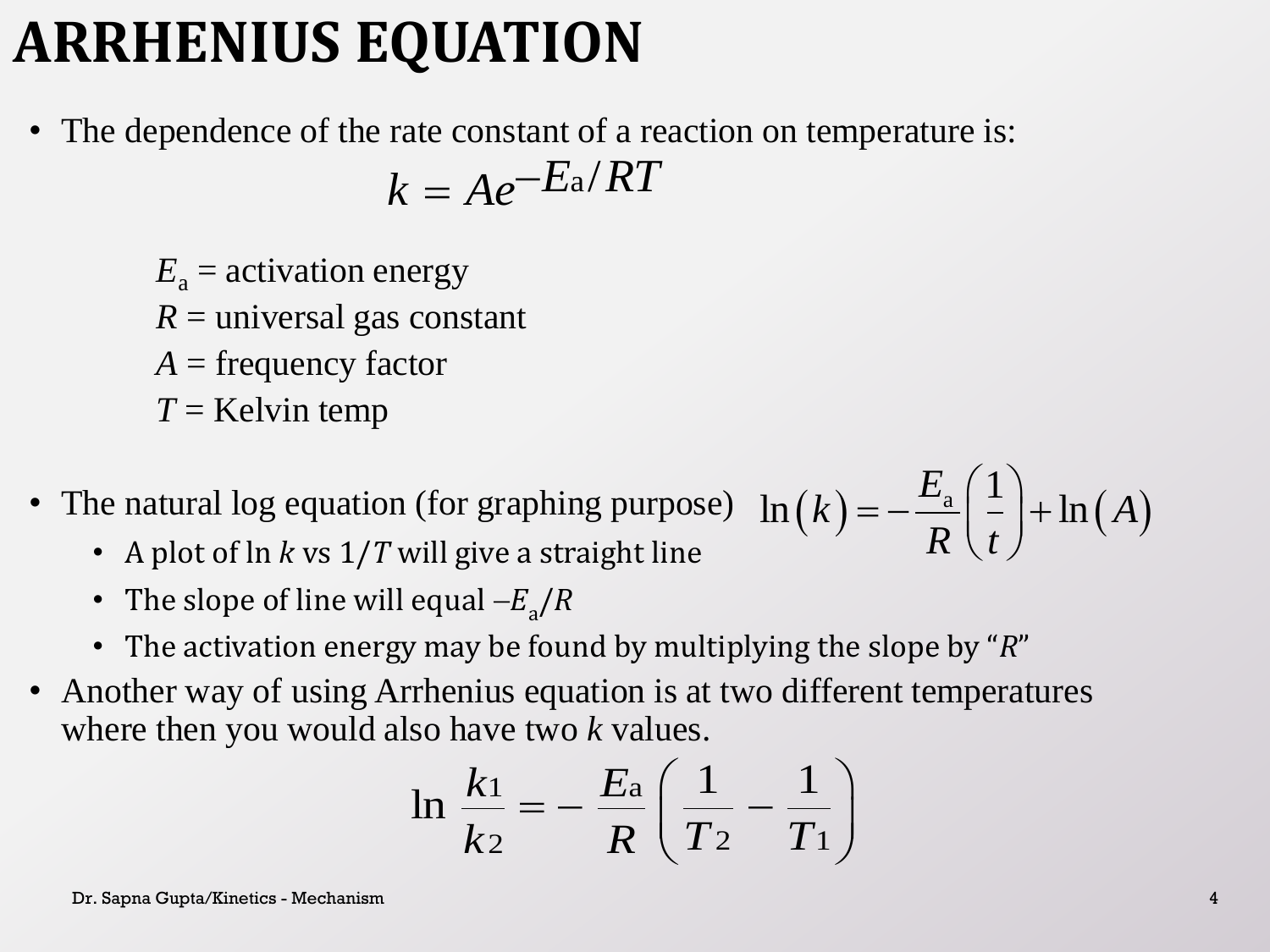# ARRHENIUS EQUATION

- The dependence of the rate constant of a reaction on temperature is:

$$k = Ae^{-E_a/RT}$$

$E_a$ = activation energy
$R$ = universal gas constant
$A$ = frequency factor
$T$ = Kelvin temp

- The natural log equation (for graphing purpose) $\ln(k) = -\frac{E_a}{R}\left(\frac{1}{t}\right) + \ln(A)$
  - A plot of ln $k$ vs $1/T$ will give a straight line
  - The slope of line will equal $-E_a/R$
  - The activation energy may be found by multiplying the slope by "$R$"
- Another way of using Arrhenius equation is at two different temperatures where then you would also have two $k$ values.

$$\ln \frac{k_1}{k_2} = -\frac{E_a}{R}\left(\frac{1}{T_2} - \frac{1}{T_1}\right)$$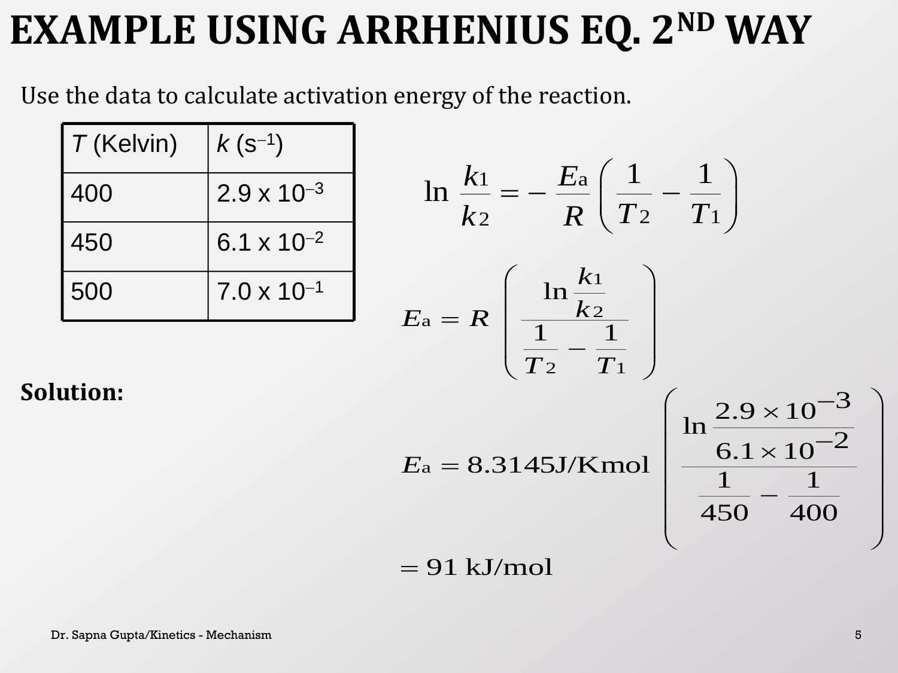# EXAMPLE USING ARRHENIUS EQ. 2ND WAY

Use the data to calculate activation energy of the reaction.

| $T$ (Kelvin) | $k$ ($s^{-1}$) |
|---|---|
| 400 | $2.9 \times 10^{-3}$ |
| 450 | $6.1 \times 10^{-2}$ |
| 500 | $7.0 \times 10^{-1}$ |

$$\ln \frac{k_1}{k_2} = -\frac{E_a}{R}\left(\frac{1}{T_2} - \frac{1}{T_1}\right)$$

$$E_a = R\left(\frac{\ln \frac{k_1}{k_2}}{\frac{1}{T_2} - \frac{1}{T_1}}\right)$$

**Solution:**

$$E_a = 8.3145\text{J/Kmol}\left(\frac{\ln \frac{2.9 \times 10^{-3}}{6.1 \times 10^{-2}}}{\frac{1}{450} - \frac{1}{400}}\right)$$

$$= 91 \text{ kJ/mol}$$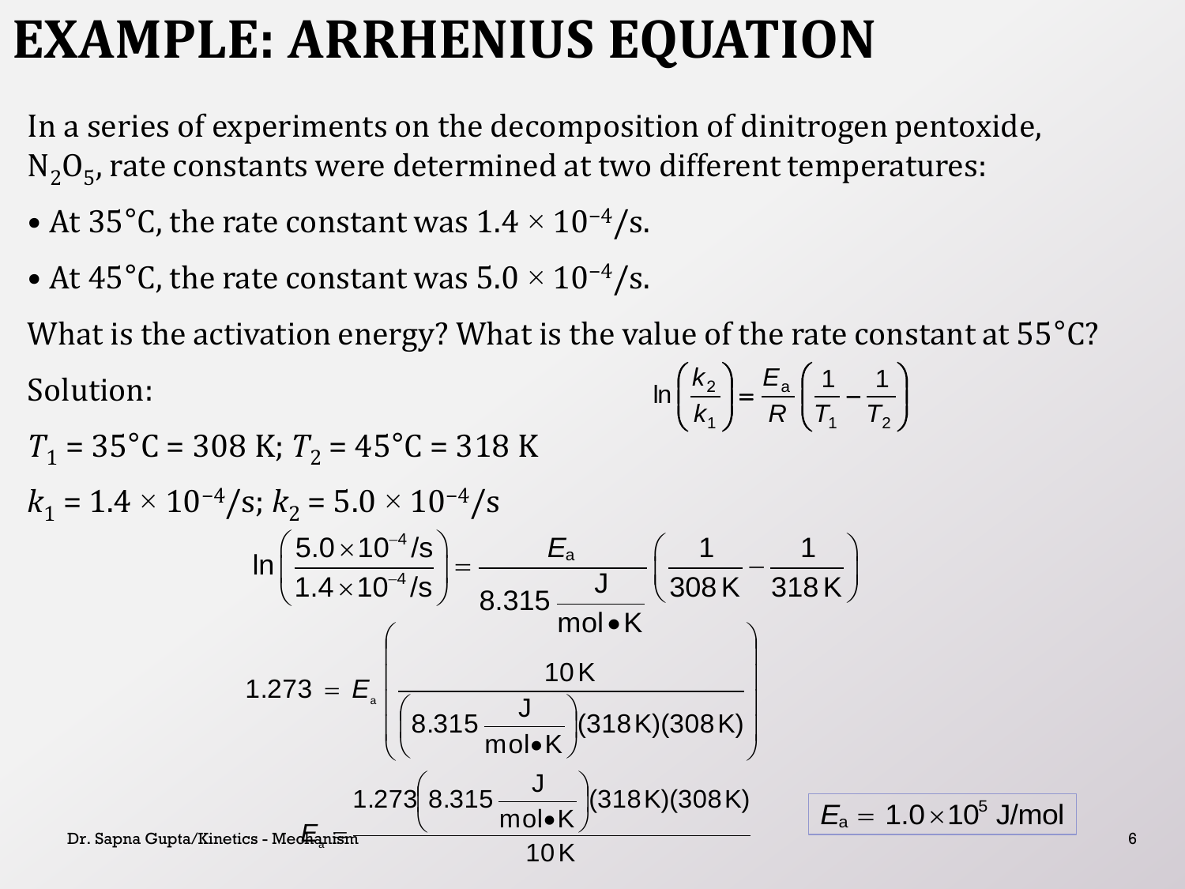# EXAMPLE: ARRHENIUS EQUATION

In a series of experiments on the decomposition of dinitrogen pentoxide, $N_2O_5$, rate constants were determined at two different temperatures:

- At 35°C, the rate constant was $1.4 \times 10^{-4}$/s.
- At 45°C, the rate constant was $5.0 \times 10^{-4}$/s.

What is the activation energy? What is the value of the rate constant at 55°C?

Solution:

$$\ln\left(\frac{k_2}{k_1}\right) = \frac{E_a}{R}\left(\frac{1}{T_1} - \frac{1}{T_2}\right)$$

$T_1$ = 35°C = 308 K; $T_2$ = 45°C = 318 K

$k_1 = 1.4 \times 10^{-4}/s$; $k_2 = 5.0 \times 10^{-4}/s$

$$\ln\left(\frac{5.0\times10^{-4}/\text{s}}{1.4\times10^{-4}/\text{s}}\right) = \frac{E_a}{8.315\,\frac{\text{J}}{\text{mol}\bullet\text{K}}}\left(\frac{1}{308\,\text{K}} - \frac{1}{318\,\text{K}}\right)$$

$$1.273 = E_a\left(\frac{10\,\text{K}}{\left(8.315\,\frac{\text{J}}{\text{mol}\bullet\text{K}}\right)(318\,\text{K})(308\,\text{K})}\right)$$

$$E_a = \frac{1.273\left(8.315\,\frac{\text{J}}{\text{mol}\bullet\text{K}}\right)(318\,\text{K})(308\,\text{K})}{10\,\text{K}}$$

$$E_a = 1.0\times10^{5}\ \text{J/mol}$$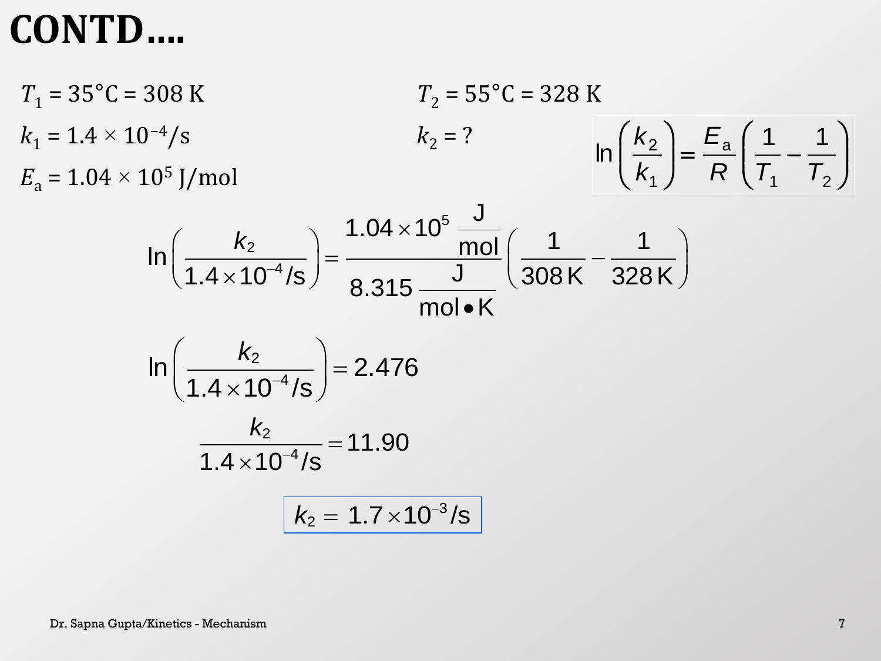# CONTD....

$T_1 = 35°\text{C} = 308\text{ K}$

$T_2 = 55°\text{C} = 328\text{ K}$

$k_1 = 1.4 \times 10^{-4}/s$

$k_2 = ?$

$E_a = 1.04 \times 10^5\text{ J/mol}$

$$\ln\left(\frac{k_2}{k_1}\right) = \frac{E_a}{R}\left(\frac{1}{T_1} - \frac{1}{T_2}\right)$$

$$\ln\left(\frac{k_2}{1.4 \times 10^{-4}/\text{s}}\right) = \frac{1.04 \times 10^5 \ \frac{\text{J}}{\text{mol}}}{8.315 \ \frac{\text{J}}{\text{mol} \bullet \text{K}}}\left(\frac{1}{308\text{ K}} - \frac{1}{328\text{ K}}\right)$$

$$\ln\left(\frac{k_2}{1.4 \times 10^{-4}/\text{s}}\right) = 2.476$$

$$\frac{k_2}{1.4 \times 10^{-4}/\text{s}} = 11.90$$

$$k_2 = 1.7 \times 10^{-3}/\text{s}$$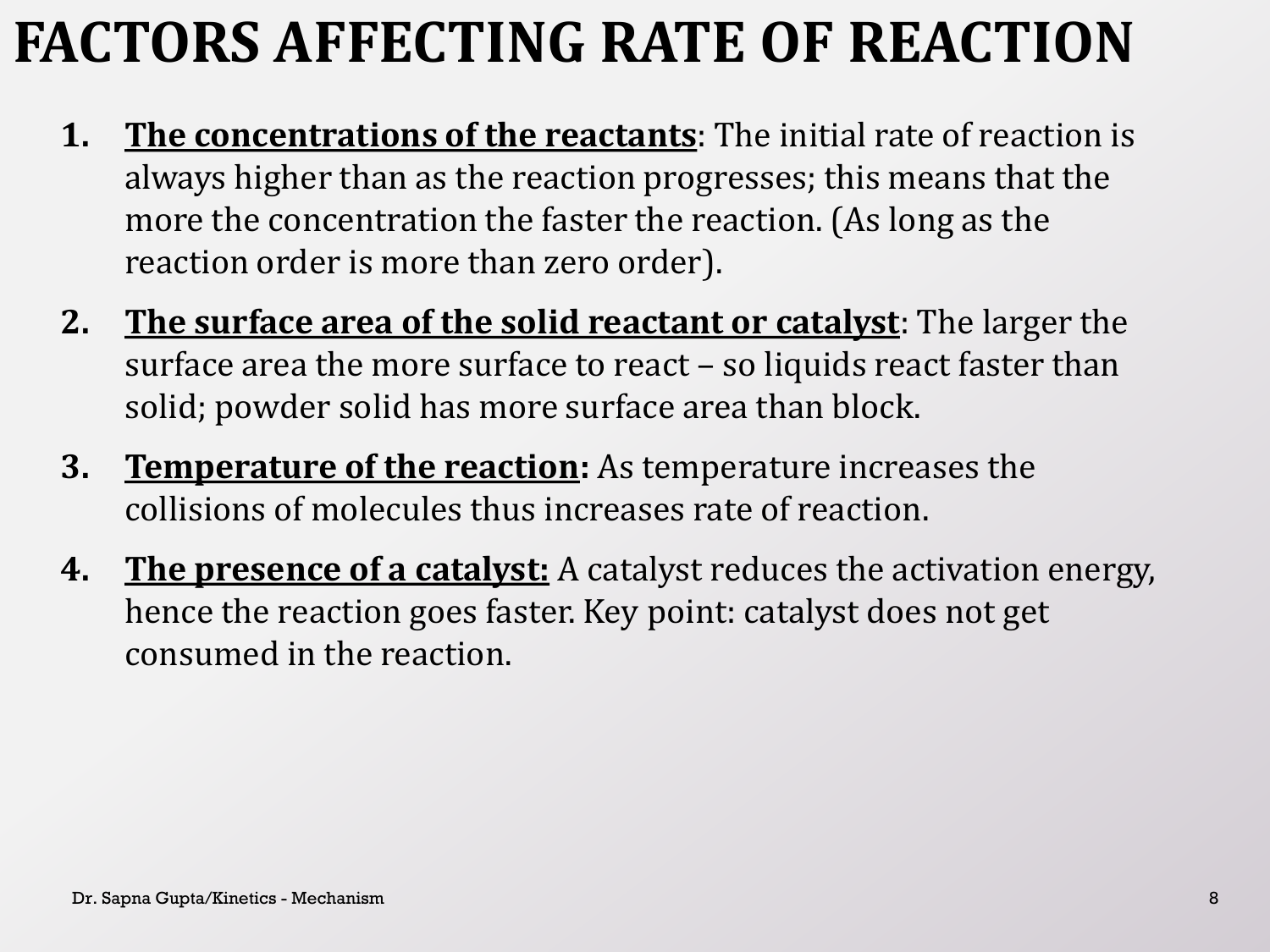# FACTORS AFFECTING RATE OF REACTION

1. **<u>The concentrations of the reactants</u>**: The initial rate of reaction is always higher than as the reaction progresses; this means that the more the concentration the faster the reaction. (As long as the reaction order is more than zero order).

2. **<u>The surface area of the solid reactant or catalyst</u>**: The larger the surface area the more surface to react – so liquids react faster than solid; powder solid has more surface area than block.

3. **<u>Temperature of the reaction</u>:** As temperature increases the collisions of molecules thus increases rate of reaction.

4. **<u>The presence of a catalyst:</u>** A catalyst reduces the activation energy, hence the reaction goes faster. Key point: catalyst does not get consumed in the reaction.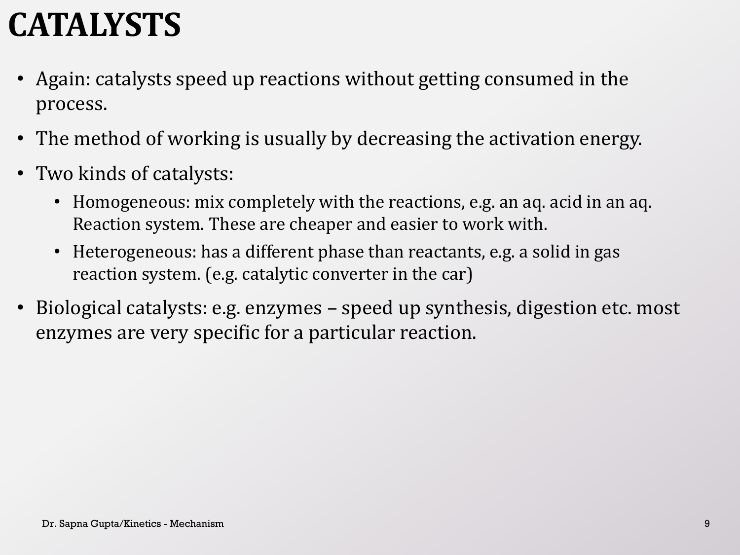# CATALYSTS

- Again: catalysts speed up reactions without getting consumed in the process.
- The method of working is usually by decreasing the activation energy.
- Two kinds of catalysts:
  - Homogeneous: mix completely with the reactions, e.g. an aq. acid in an aq. Reaction system. These are cheaper and easier to work with.
  - Heterogeneous: has a different phase than reactants, e.g. a solid in gas reaction system. (e.g. catalytic converter in the car)
- Biological catalysts: e.g. enzymes – speed up synthesis, digestion etc. most enzymes are very specific for a particular reaction.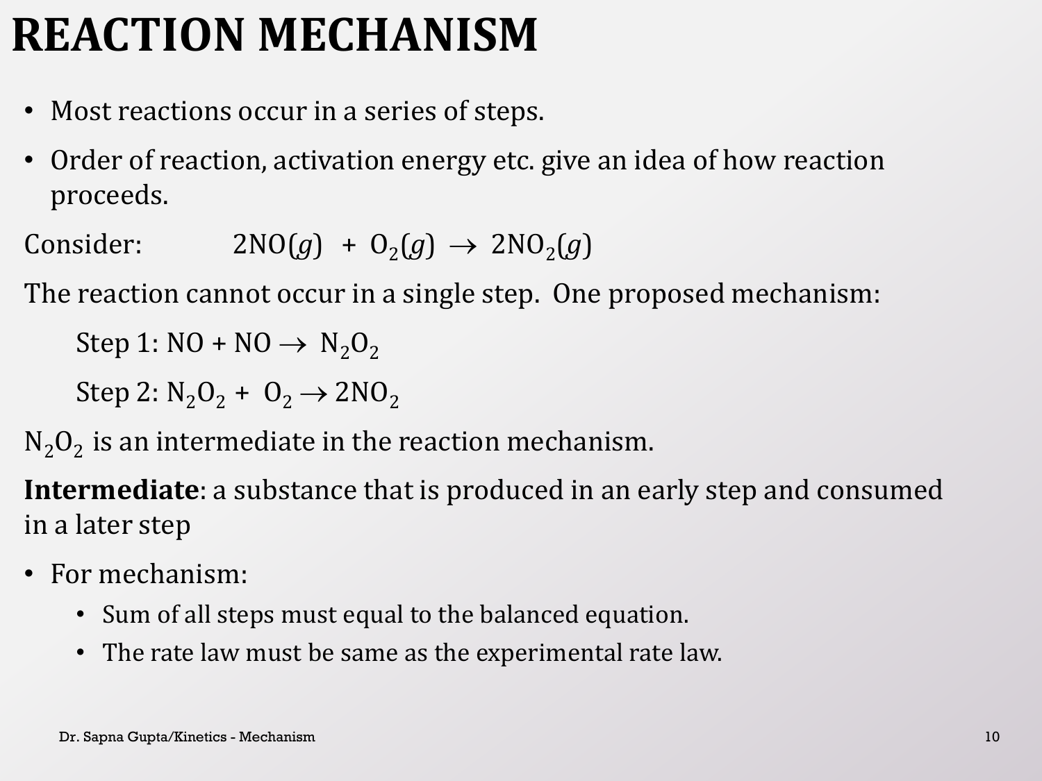# REACTION MECHANISM

- Most reactions occur in a series of steps.
- Order of reaction, activation energy etc. give an idea of how reaction proceeds.

Consider: $2NO(g) + O_2(g) \rightarrow 2NO_2(g)$

The reaction cannot occur in a single step. One proposed mechanism:

Step 1: $NO + NO \rightarrow N_2O_2$

Step 2: $N_2O_2 + O_2 \rightarrow 2NO_2$

$N_2O_2$ is an intermediate in the reaction mechanism.

**Intermediate**: a substance that is produced in an early step and consumed in a later step

- For mechanism:
  - Sum of all steps must equal to the balanced equation.
  - The rate law must be same as the experimental rate law.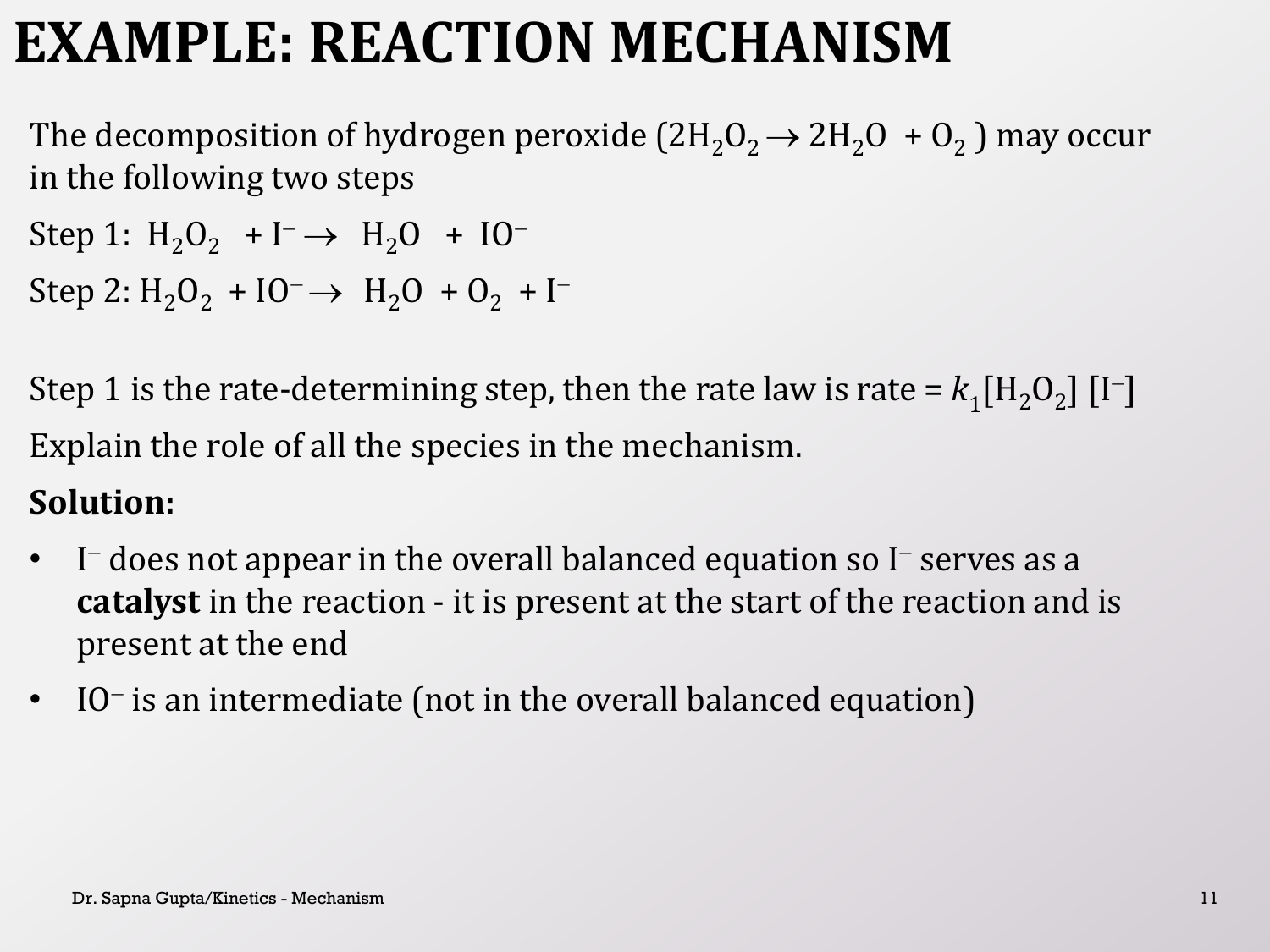# EXAMPLE: REACTION MECHANISM

The decomposition of hydrogen peroxide ($2H_2O_2 \rightarrow 2H_2O + O_2$) may occur in the following two steps

Step 1: $H_2O_2 + I^- \rightarrow H_2O + IO^-$

Step 2: $H_2O_2 + IO^- \rightarrow H_2O + O_2 + I^-$

Step 1 is the rate-determining step, then the rate law is rate = $k_1[H_2O_2]\,[I^-]$

Explain the role of all the species in the mechanism.

**Solution:**

- $I^-$ does not appear in the overall balanced equation so $I^-$ serves as a **catalyst** in the reaction - it is present at the start of the reaction and is present at the end
- $IO^-$ is an intermediate (not in the overall balanced equation)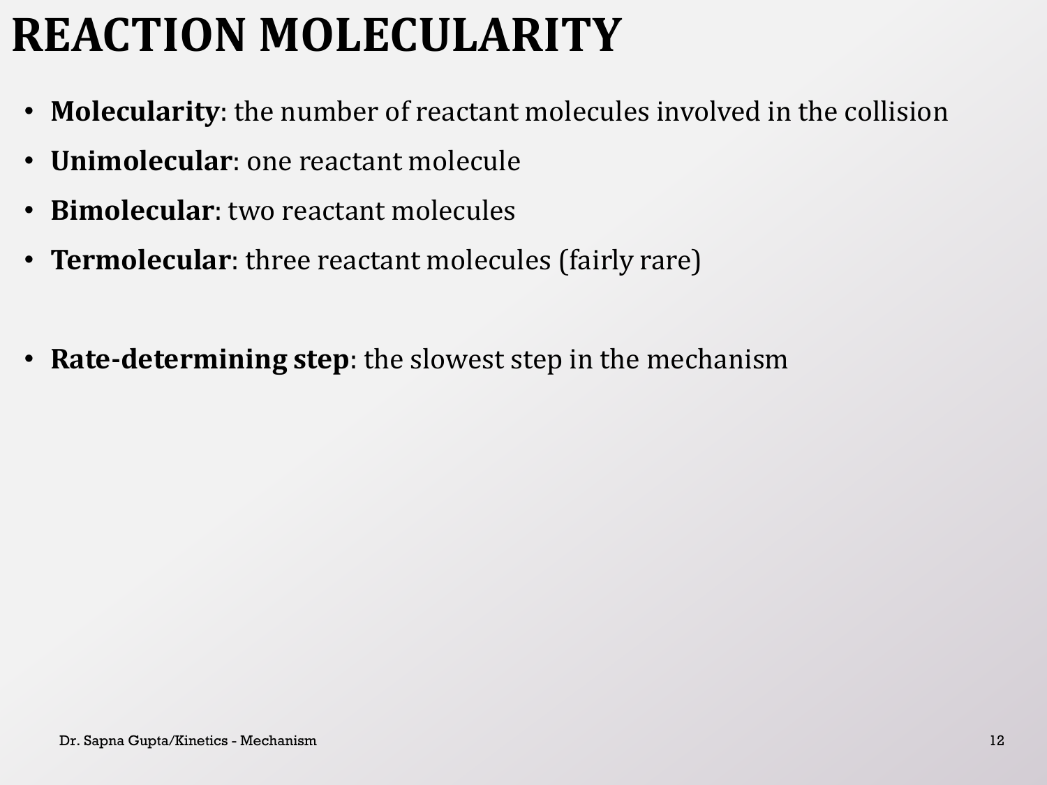# REACTION MOLECULARITY

- **Molecularity**: the number of reactant molecules involved in the collision
- **Unimolecular**: one reactant molecule
- **Bimolecular**: two reactant molecules
- **Termolecular**: three reactant molecules (fairly rare)

- **Rate-determining step**: the slowest step in the mechanism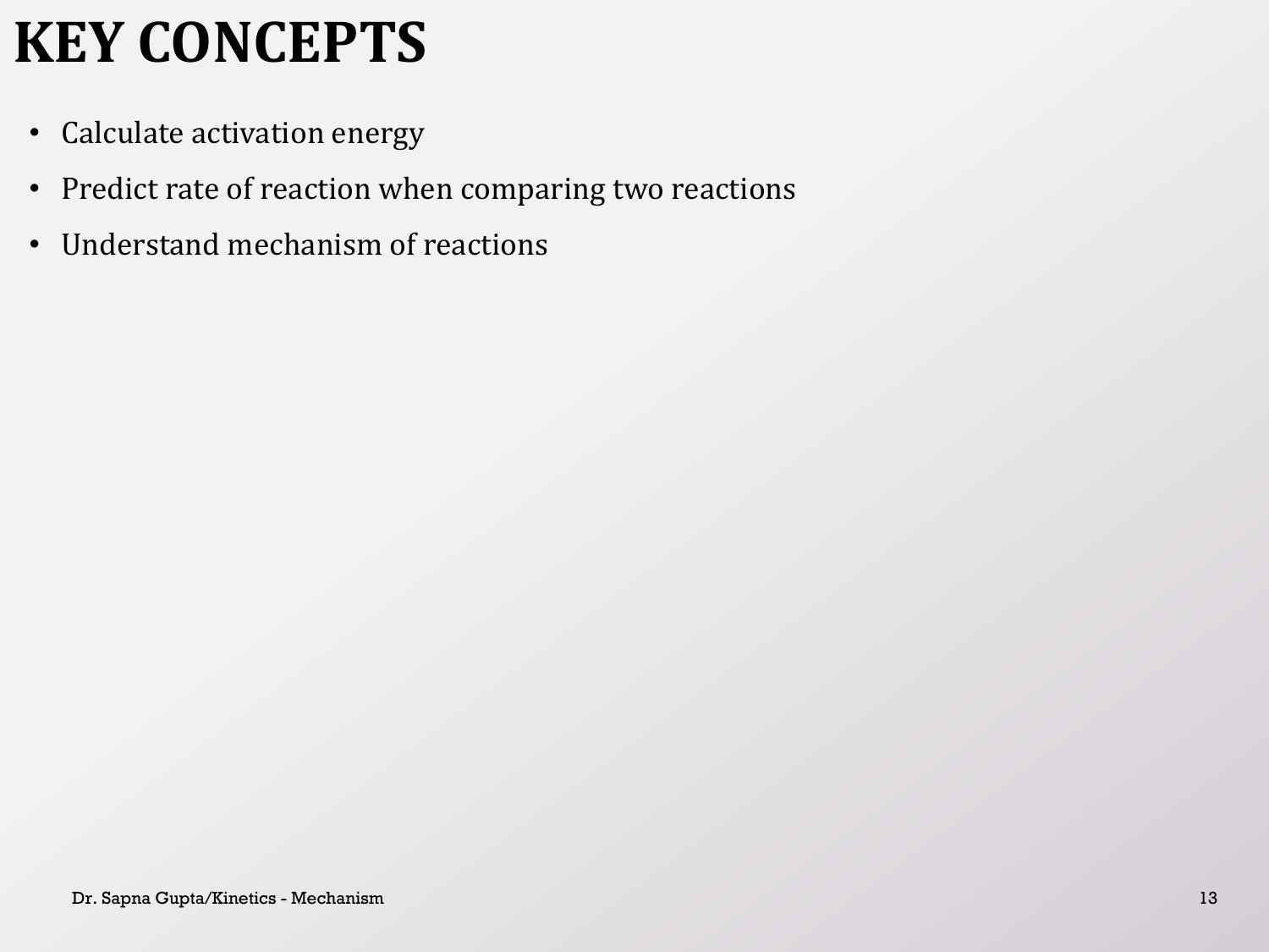# KEY CONCEPTS

- Calculate activation energy
- Predict rate of reaction when comparing two reactions
- Understand mechanism of reactions